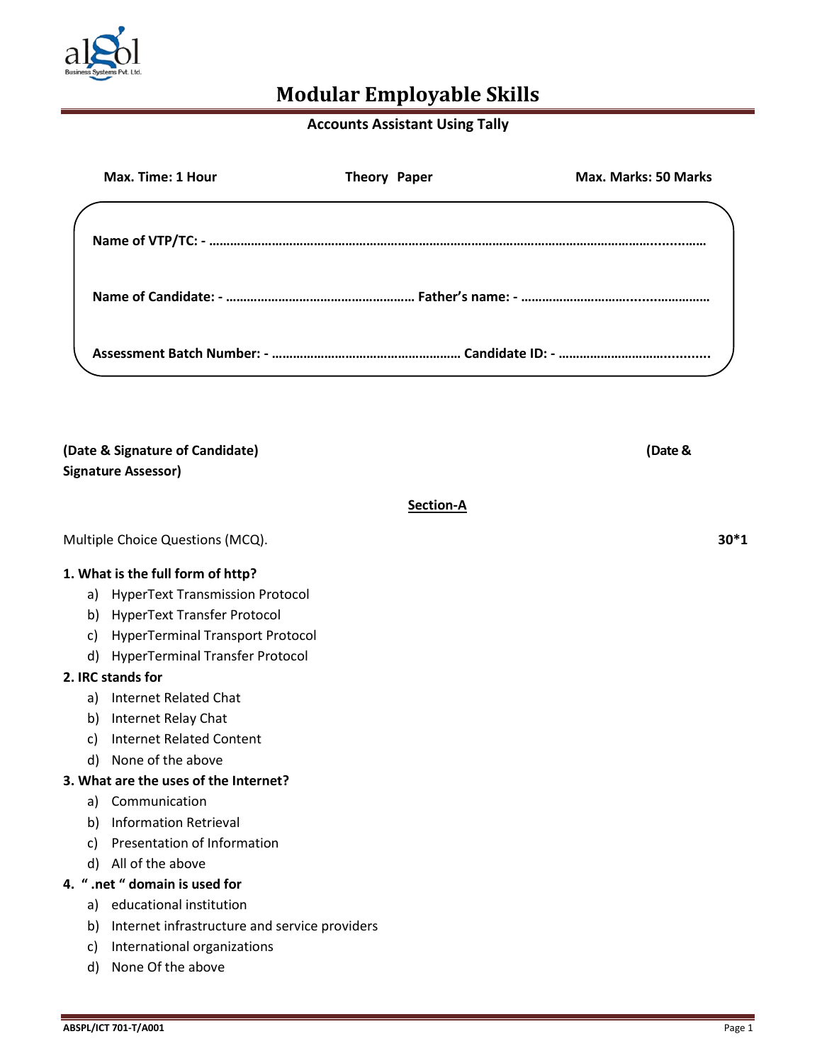# Modular Employable Skills

**Accounts Assistant Using Tally**

**Max. Time: 1 Hour** **Theory Paper** **Max. Marks: 50 Marks**

**Name of VTP/TC: - ……………………………………………………………………………………………………………………..…….……**

**Name of Candidate: - ……………………………………………… Father's name: - ……………………………......……………**

**Assessment Batch Number: - ……………………………………………… Candidate ID: - ………………………………..........**

**(Date & Signature of Candidate)** **(Date & Signature Assessor)**

## Section-A

Multiple Choice Questions (MCQ). **30*1**

**1. What is the full form of http?**

a) HyperText Transmission Protocol
b) HyperText Transfer Protocol
c) HyperTerminal Transport Protocol
d) HyperTerminal Transfer Protocol

**2. IRC stands for**

a) Internet Related Chat
b) Internet Relay Chat
c) Internet Related Content
d) None of the above

**3. What are the uses of the Internet?**

a) Communication
b) Information Retrieval
c) Presentation of Information
d) All of the above

**4. " .net " domain is used for**

a) educational institution
b) Internet infrastructure and service providers
c) International organizations
d) None Of the above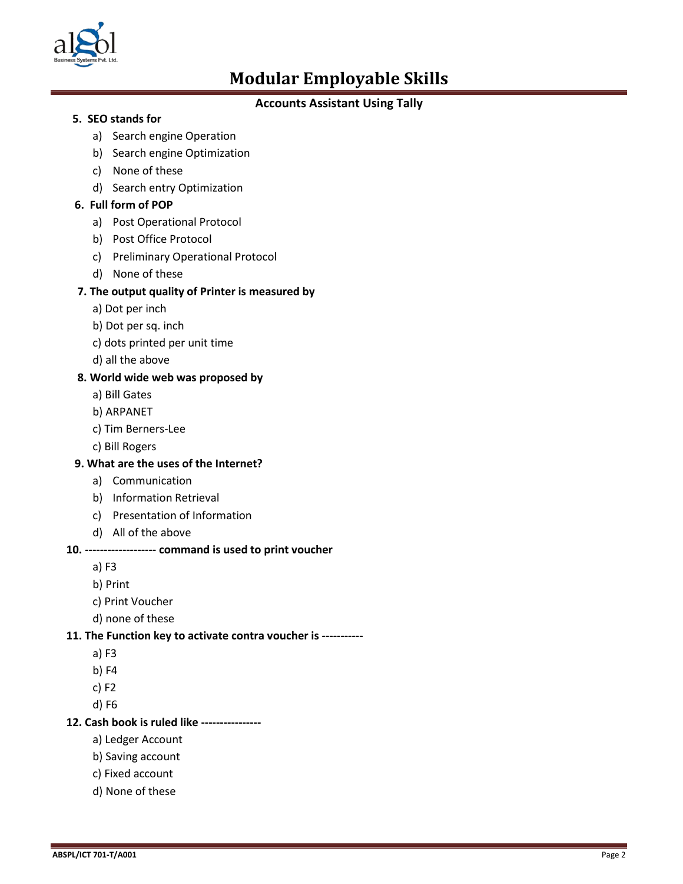# Modular Employable Skills

## Accounts Assistant Using Tally

**5. SEO stands for**

a) Search engine Operation
b) Search engine Optimization
c) None of these
d) Search entry Optimization

**6. Full form of POP**

a) Post Operational Protocol
b) Post Office Protocol
c) Preliminary Operational Protocol
d) None of these

**7. The output quality of Printer is measured by**

a) Dot per inch
b) Dot per sq. inch
c) dots printed per unit time
d) all the above

**8. World wide web was proposed by**

a) Bill Gates
b) ARPANET
c) Tim Berners-Lee
c) Bill Rogers

**9. What are the uses of the Internet?**

a) Communication
b) Information Retrieval
c) Presentation of Information
d) All of the above

**10. ------------------ command is used to print voucher**

a) F3
b) Print
c) Print Voucher
d) none of these

**11. The Function key to activate contra voucher is -----------**

a) F3
b) F4
c) F2
d) F6

**12. Cash book is ruled like ----------------**

a) Ledger Account
b) Saving account
c) Fixed account
d) None of these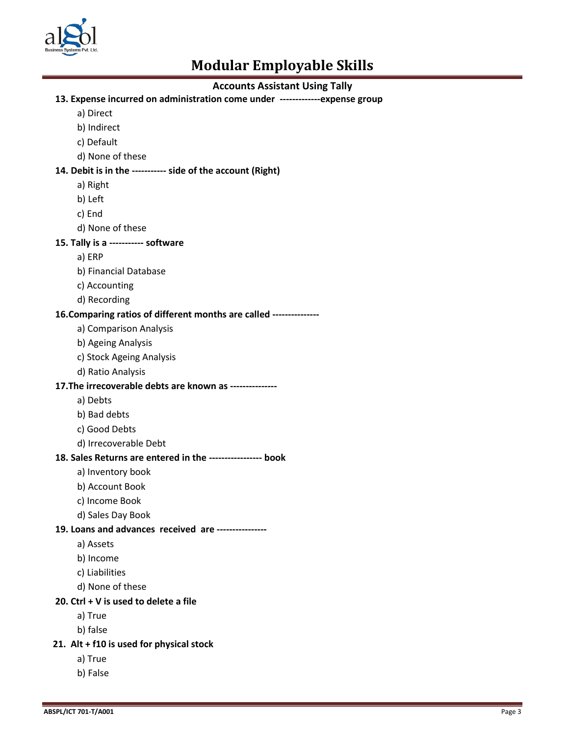# Modular Employable Skills

## Accounts Assistant Using Tally

**13. Expense incurred on administration come under -------------expense group**

a) Direct
b) Indirect
c) Default
d) None of these

**14. Debit is in the ----------- side of the account (Right)**

a) Right
b) Left
c) End
d) None of these

**15. Tally is a ----------- software**

a) ERP
b) Financial Database
c) Accounting
d) Recording

**16.Comparing ratios of different months are called ---------------**

a) Comparison Analysis
b) Ageing Analysis
c) Stock Ageing Analysis
d) Ratio Analysis

**17.The irrecoverable debts are known as ---------------**

a) Debts
b) Bad debts
c) Good Debts
d) Irrecoverable Debt

**18. Sales Returns are entered in the ----------------- book**

a) Inventory book
b) Account Book
c) Income Book
d) Sales Day Book

**19. Loans and advances received are ----------------**

a) Assets
b) Income
c) Liabilities
d) None of these

**20. Ctrl + V is used to delete a file**

a) True
b) false

**21. Alt + f10 is used for physical stock**

a) True
b) False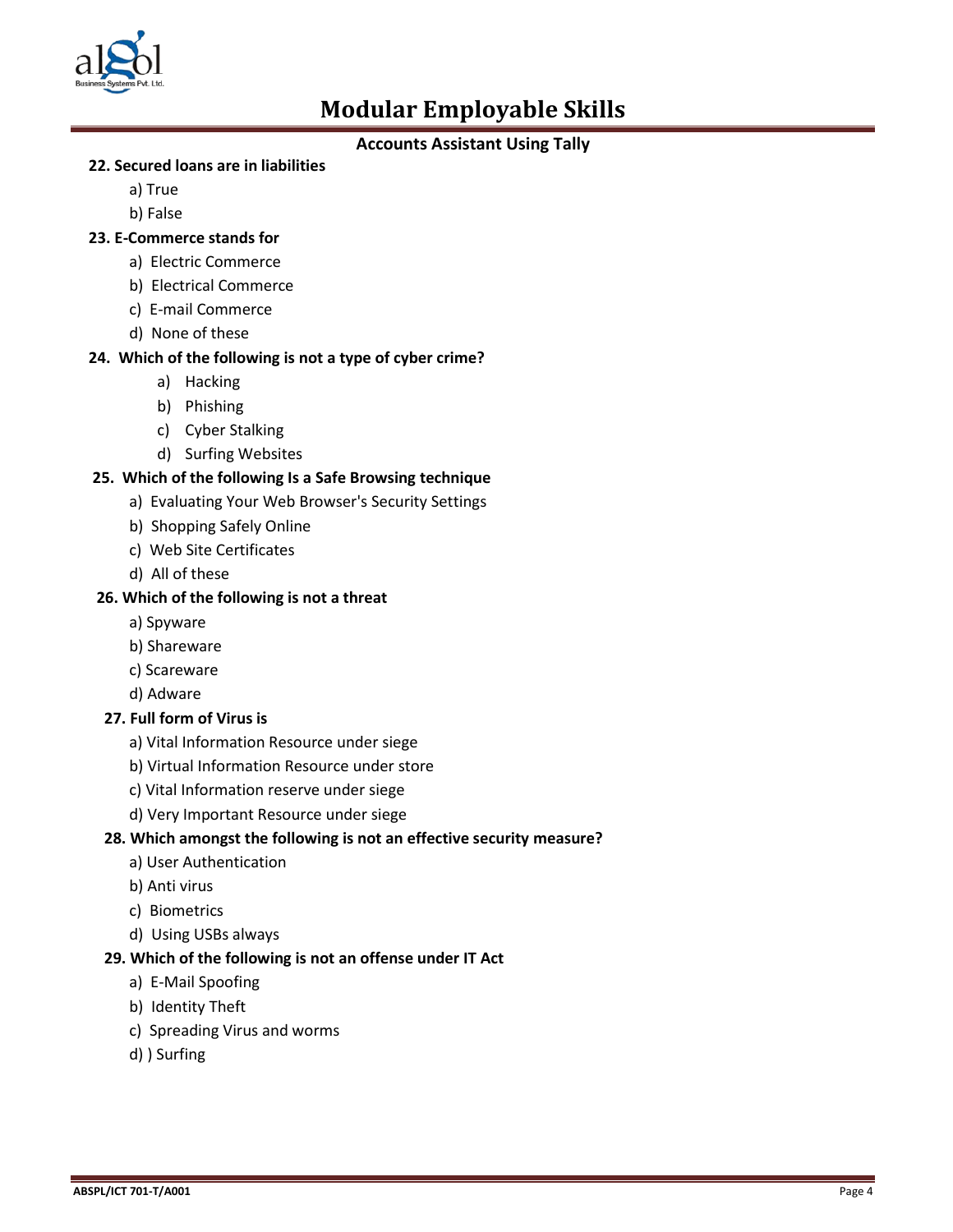# Modular Employable Skills

## Accounts Assistant Using Tally

**22. Secured loans are in liabilities**

a) True

b) False

**23. E-Commerce stands for**

a) Electric Commerce

b) Electrical Commerce

c) E-mail Commerce

d) None of these

**24. Which of the following is not a type of cyber crime?**

a) Hacking

b) Phishing

c) Cyber Stalking

d) Surfing Websites

**25. Which of the following Is a Safe Browsing technique**

a) Evaluating Your Web Browser's Security Settings

b) Shopping Safely Online

c) Web Site Certificates

d) All of these

**26. Which of the following is not a threat**

a) Spyware

b) Shareware

c) Scareware

d) Adware

**27. Full form of Virus is**

a) Vital Information Resource under siege

b) Virtual Information Resource under store

c) Vital Information reserve under siege

d) Very Important Resource under siege

**28. Which amongst the following is not an effective security measure?**

a) User Authentication

b) Anti virus

c) Biometrics

d) Using USBs always

**29. Which of the following is not an offense under IT Act**

a) E-Mail Spoofing

b) Identity Theft

c) Spreading Virus and worms

d) ) Surfing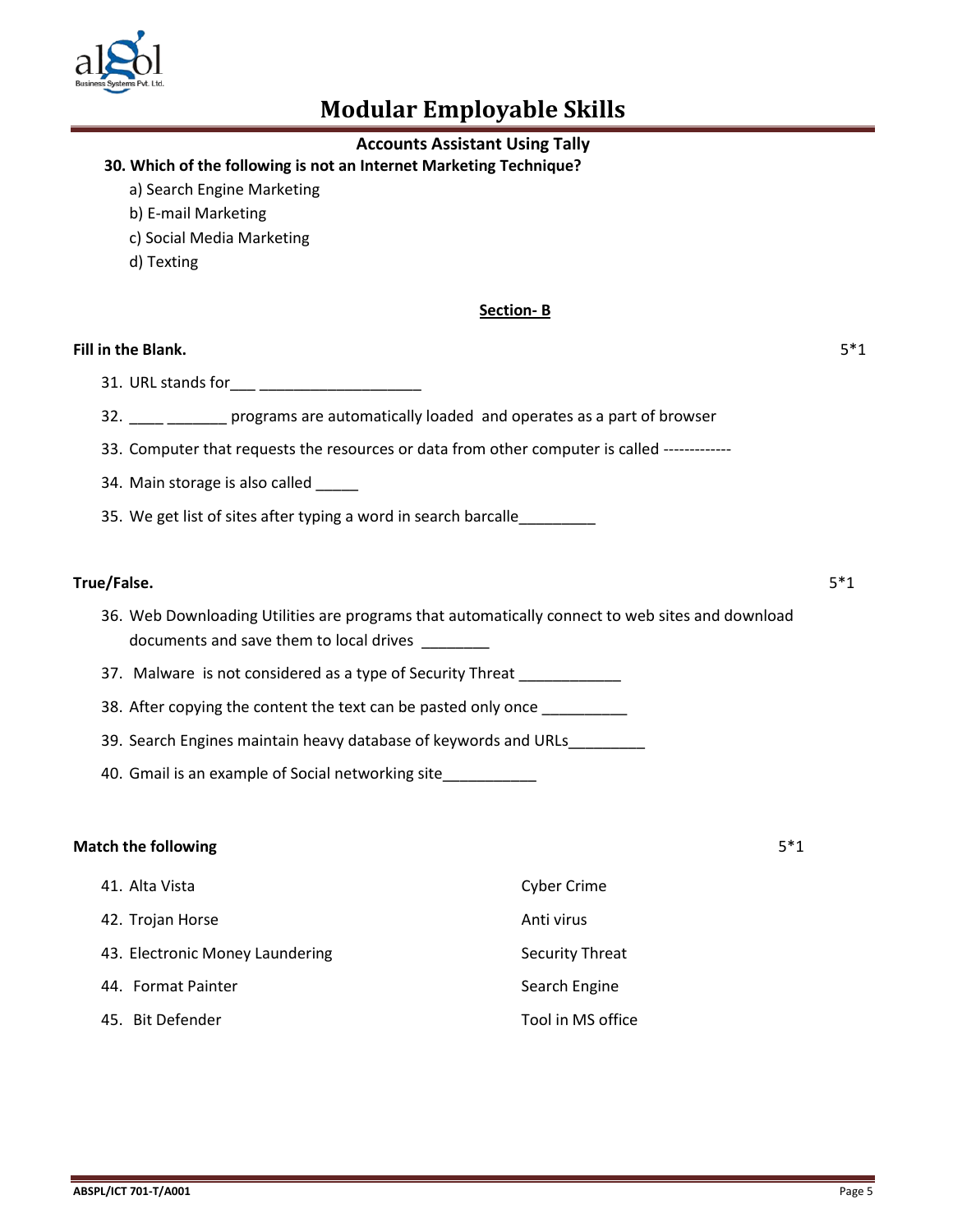# Modular Employable Skills

**Accounts Assistant Using Tally**

**30. Which of the following is not an Internet Marketing Technique?**

a) Search Engine Marketing
b) E-mail Marketing
c) Social Media Marketing
d) Texting

## Section- B

**Fill in the Blank.** 5*1

31. URL stands for___ ___________________
32. ____ _______ programs are automatically loaded and operates as a part of browser
33. Computer that requests the resources or data from other computer is called -------------
34. Main storage is also called _____
35. We get list of sites after typing a word in search barcalle_________

**True/False.** 5*1

36. Web Downloading Utilities are programs that automatically connect to web sites and download documents and save them to local drives ________
37. Malware is not considered as a type of Security Threat ____________
38. After copying the content the text can be pasted only once __________
39. Search Engines maintain heavy database of keywords and URLs_________
40. Gmail is an example of Social networking site___________

**Match the following** 5*1

| | |
|---|---|
| 41. Alta Vista | Cyber Crime |
| 42. Trojan Horse | Anti virus |
| 43. Electronic Money Laundering | Security Threat |
| 44. Format Painter | Search Engine |
| 45. Bit Defender | Tool in MS office |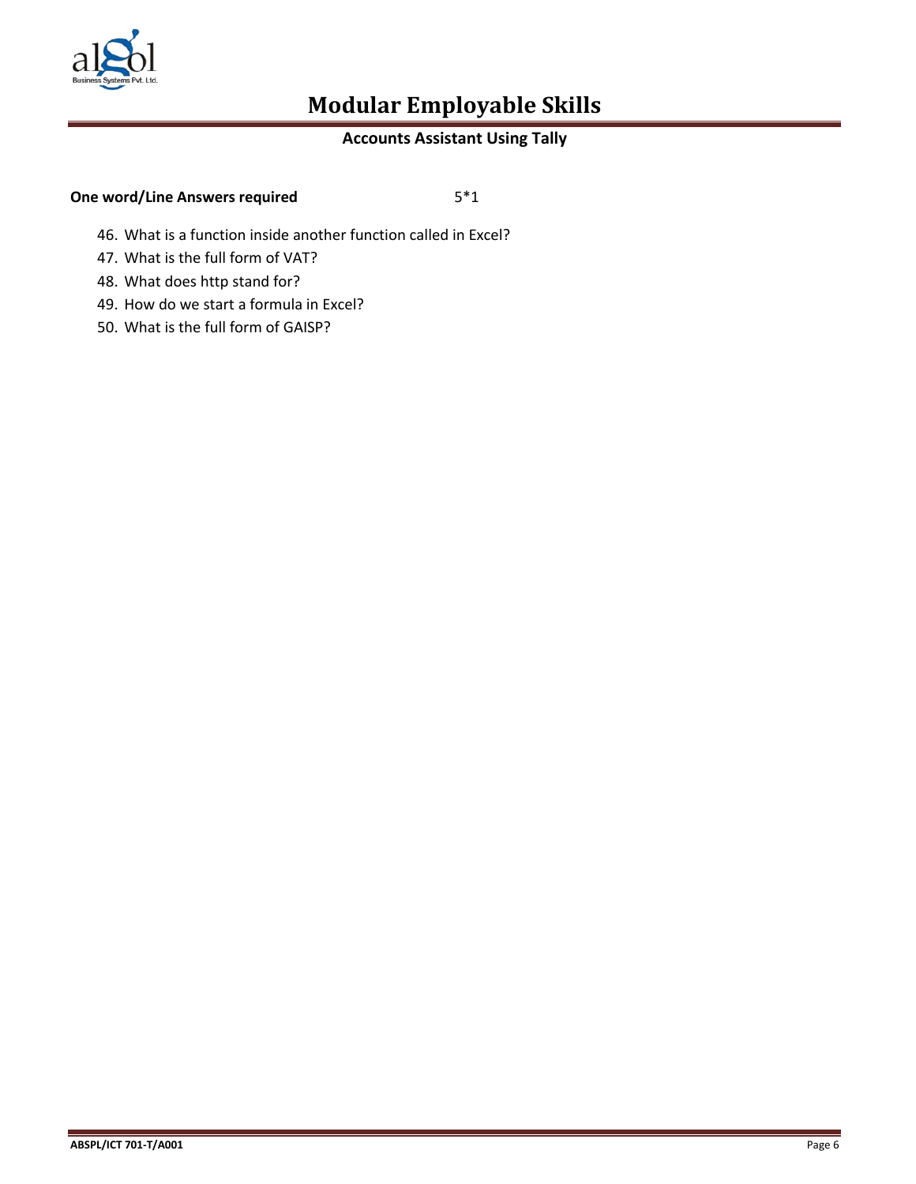# Modular Employable Skills

## Accounts Assistant Using Tally

**One word/Line Answers required** 5*1

46. What is a function inside another function called in Excel?
47. What is the full form of VAT?
48. What does http stand for?
49. How do we start a formula in Excel?
50. What is the full form of GAISP?